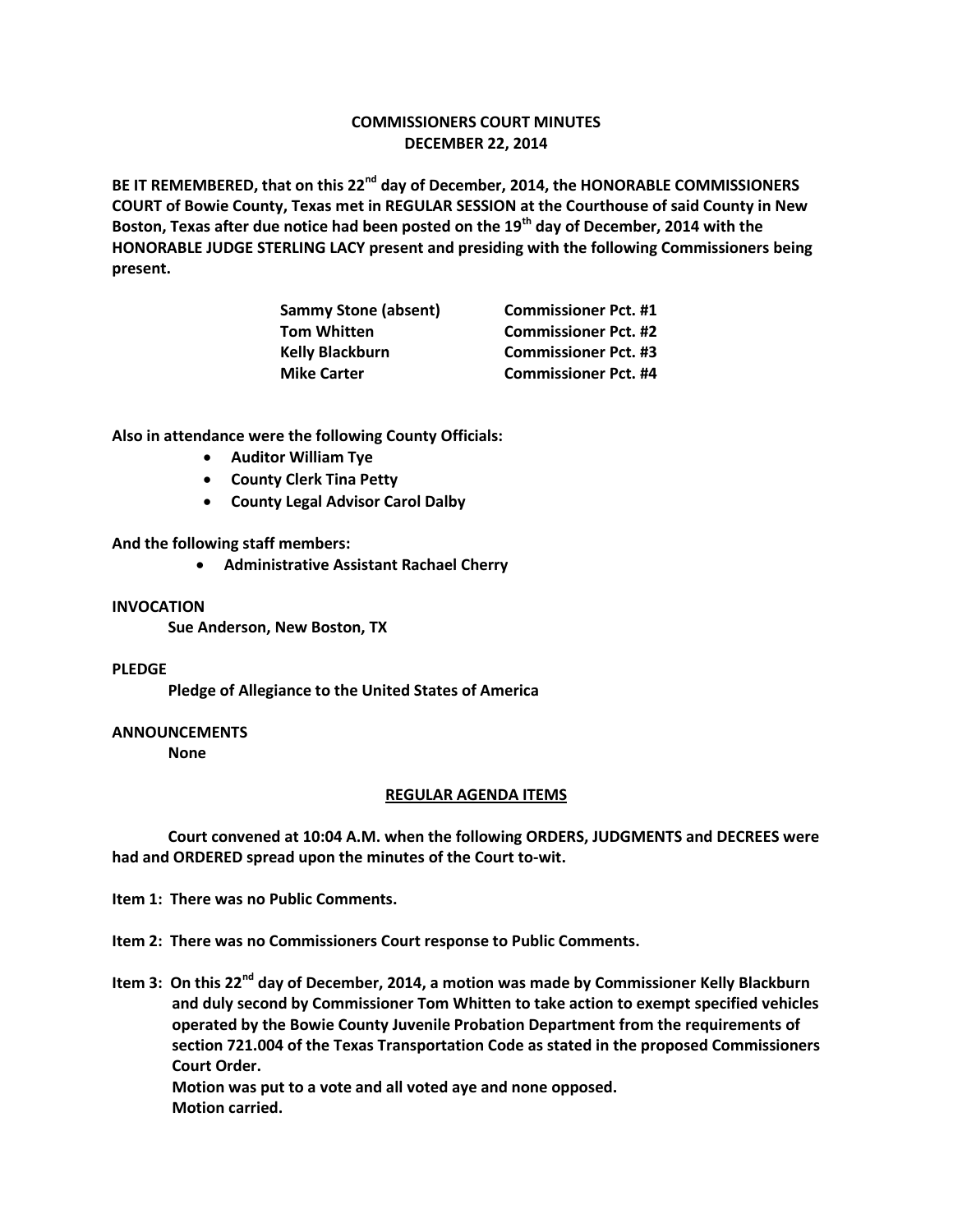# COMMISSIONERS COURT MINUTES
# DECEMBER 22, 2014

**BE IT REMEMBERED, that on this 22nd day of December, 2014, the HONORABLE COMMISSIONERS COURT of Bowie County, Texas met in REGULAR SESSION at the Courthouse of said County in New Boston, Texas after due notice had been posted on the 19th day of December, 2014 with the HONORABLE JUDGE STERLING LACY present and presiding with the following Commissioners being present.**

| | |
|---|---|
| **Sammy Stone (absent)** | **Commissioner Pct. #1** |
| **Tom Whitten** | **Commissioner Pct. #2** |
| **Kelly Blackburn** | **Commissioner Pct. #3** |
| **Mike Carter** | **Commissioner Pct. #4** |

**Also in attendance were the following County Officials:**

- **Auditor William Tye**
- **County Clerk Tina Petty**
- **County Legal Advisor Carol Dalby**

**And the following staff members:**

- **Administrative Assistant Rachael Cherry**

**INVOCATION**

**Sue Anderson, New Boston, TX**

**PLEDGE**

**Pledge of Allegiance to the United States of America**

**ANNOUNCEMENTS**

**None**

## REGULAR AGENDA ITEMS

**Court convened at 10:04 A.M. when the following ORDERS, JUDGMENTS and DECREES were had and ORDERED spread upon the minutes of the Court to-wit.**

**Item 1: There was no Public Comments.**

**Item 2: There was no Commissioners Court response to Public Comments.**

**Item 3: On this 22nd day of December, 2014, a motion was made by Commissioner Kelly Blackburn and duly second by Commissioner Tom Whitten to take action to exempt specified vehicles operated by the Bowie County Juvenile Probation Department from the requirements of section 721.004 of the Texas Transportation Code as stated in the proposed Commissioners Court Order.**
**Motion was put to a vote and all voted aye and none opposed.**
**Motion carried.**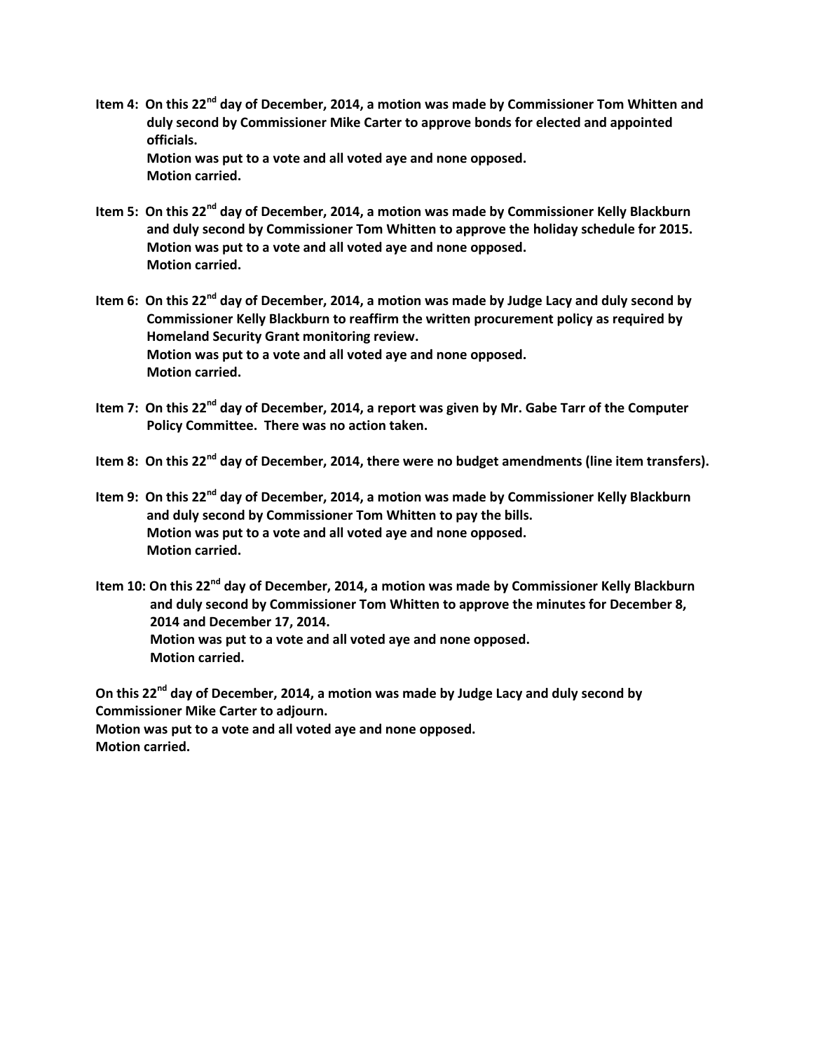**Item 4: On this 22nd day of December, 2014, a motion was made by Commissioner Tom Whitten and duly second by Commissioner Mike Carter to approve bonds for elected and appointed officials.**
**Motion was put to a vote and all voted aye and none opposed.**
**Motion carried.**

**Item 5: On this 22nd day of December, 2014, a motion was made by Commissioner Kelly Blackburn and duly second by Commissioner Tom Whitten to approve the holiday schedule for 2015.**
**Motion was put to a vote and all voted aye and none opposed.**
**Motion carried.**

**Item 6: On this 22nd day of December, 2014, a motion was made by Judge Lacy and duly second by Commissioner Kelly Blackburn to reaffirm the written procurement policy as required by Homeland Security Grant monitoring review.**
**Motion was put to a vote and all voted aye and none opposed.**
**Motion carried.**

**Item 7: On this 22nd day of December, 2014, a report was given by Mr. Gabe Tarr of the Computer Policy Committee. There was no action taken.**

**Item 8: On this 22nd day of December, 2014, there were no budget amendments (line item transfers).**

**Item 9: On this 22nd day of December, 2014, a motion was made by Commissioner Kelly Blackburn and duly second by Commissioner Tom Whitten to pay the bills.**
**Motion was put to a vote and all voted aye and none opposed.**
**Motion carried.**

**Item 10: On this 22nd day of December, 2014, a motion was made by Commissioner Kelly Blackburn and duly second by Commissioner Tom Whitten to approve the minutes for December 8, 2014 and December 17, 2014.**
**Motion was put to a vote and all voted aye and none opposed.**
**Motion carried.**

**On this 22nd day of December, 2014, a motion was made by Judge Lacy and duly second by Commissioner Mike Carter to adjourn.**
**Motion was put to a vote and all voted aye and none opposed.**
**Motion carried.**